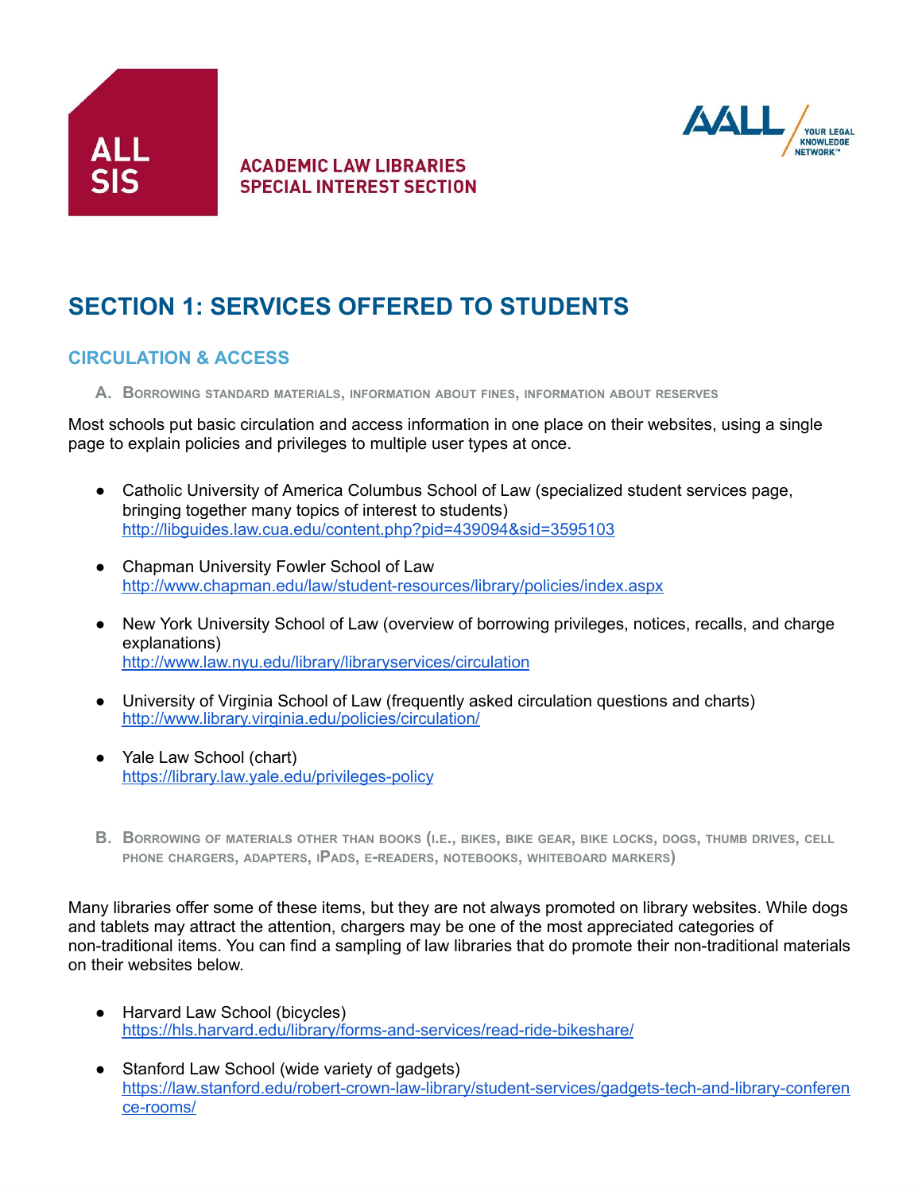ALL SIS

ACADEMIC LAW LIBRARIES SPECIAL INTEREST SECTION

AALL YOUR LEGAL KNOWLEDGE NETWORK™

# SECTION 1: SERVICES OFFERED TO STUDENTS

## CIRCULATION & ACCESS

### A. Borrowing standard materials, information about fines, information about reserves

Most schools put basic circulation and access information in one place on their websites, using a single page to explain policies and privileges to multiple user types at once.

- Catholic University of America Columbus School of Law (specialized student services page, bringing together many topics of interest to students)
  http://libguides.law.cua.edu/content.php?pid=439094&sid=3595103
- Chapman University Fowler School of Law
  http://www.chapman.edu/law/student-resources/library/policies/index.aspx
- New York University School of Law (overview of borrowing privileges, notices, recalls, and charge explanations)
  http://www.law.nyu.edu/library/libraryservices/circulation
- University of Virginia School of Law (frequently asked circulation questions and charts)
  http://www.library.virginia.edu/policies/circulation/
- Yale Law School (chart)
  https://library.law.yale.edu/privileges-policy

### B. Borrowing of materials other than books (i.e., bikes, bike gear, bike locks, dogs, thumb drives, cell phone chargers, adapters, iPads, e-readers, notebooks, whiteboard markers)

Many libraries offer some of these items, but they are not always promoted on library websites. While dogs and tablets may attract the attention, chargers may be one of the most appreciated categories of non-traditional items. You can find a sampling of law libraries that do promote their non-traditional materials on their websites below.

- Harvard Law School (bicycles)
  https://hls.harvard.edu/library/forms-and-services/read-ride-bikeshare/
- Stanford Law School (wide variety of gadgets)
  https://law.stanford.edu/robert-crown-law-library/student-services/gadgets-tech-and-library-conference-rooms/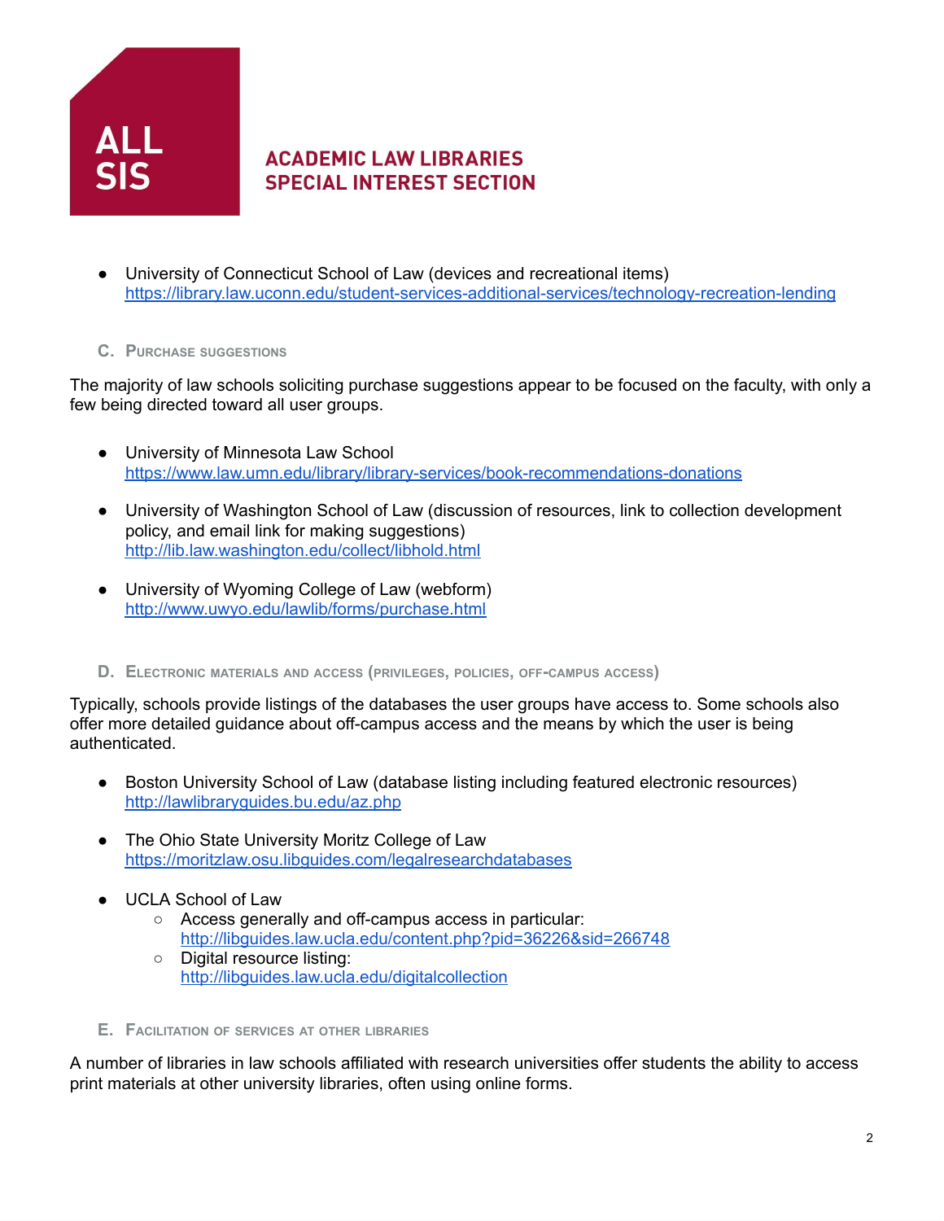- University of Connecticut School of Law (devices and recreational items) https://library.law.uconn.edu/student-services-additional-services/technology-recreation-lending

### C. Purchase suggestions

The majority of law schools soliciting purchase suggestions appear to be focused on the faculty, with only a few being directed toward all user groups.

- University of Minnesota Law School https://www.law.umn.edu/library/library-services/book-recommendations-donations
- University of Washington School of Law (discussion of resources, link to collection development policy, and email link for making suggestions) http://lib.law.washington.edu/collect/libhold.html
- University of Wyoming College of Law (webform) http://www.uwyo.edu/lawlib/forms/purchase.html

### D. Electronic materials and access (privileges, policies, off-campus access)

Typically, schools provide listings of the databases the user groups have access to. Some schools also offer more detailed guidance about off-campus access and the means by which the user is being authenticated.

- Boston University School of Law (database listing including featured electronic resources) http://lawlibraryguides.bu.edu/az.php
- The Ohio State University Moritz College of Law https://moritzlaw.osu.libguides.com/legalresearchdatabases
- UCLA School of Law
  - Access generally and off-campus access in particular: http://libguides.law.ucla.edu/content.php?pid=36226&sid=266748
  - Digital resource listing: http://libguides.law.ucla.edu/digitalcollection

### E. Facilitation of services at other libraries

A number of libraries in law schools affiliated with research universities offer students the ability to access print materials at other university libraries, often using online forms.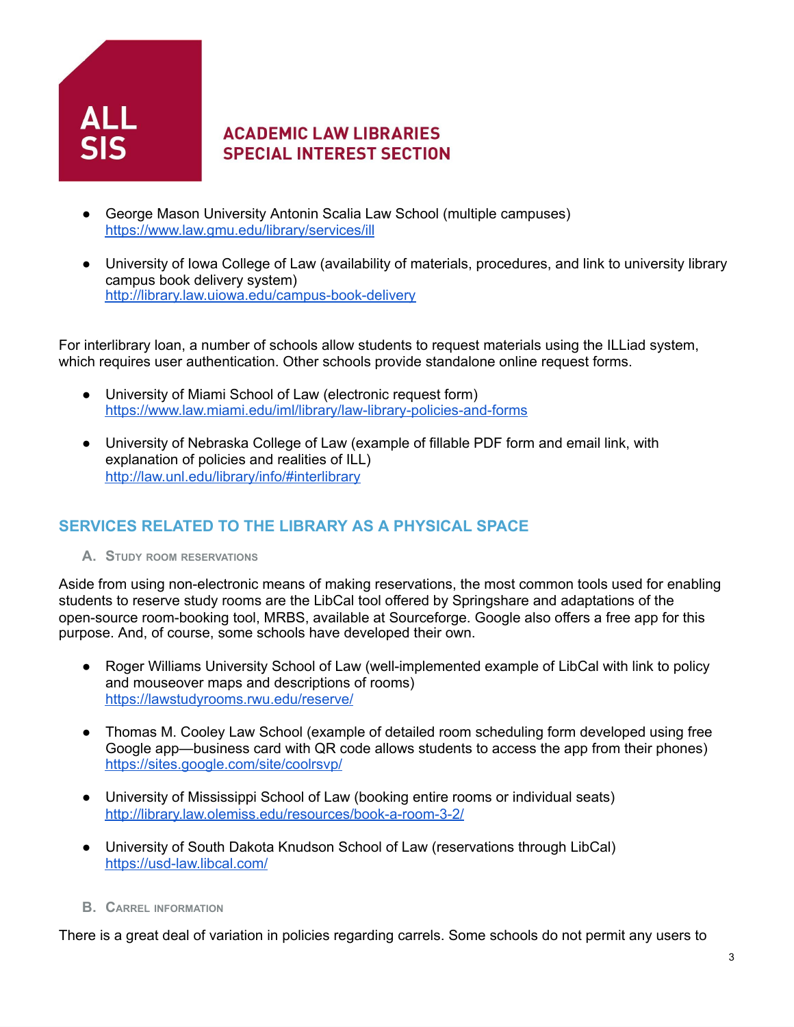- George Mason University Antonin Scalia Law School (multiple campuses)
  https://www.law.gmu.edu/library/services/ill

- University of Iowa College of Law (availability of materials, procedures, and link to university library campus book delivery system)
  http://library.law.uiowa.edu/campus-book-delivery

For interlibrary loan, a number of schools allow students to request materials using the ILLiad system, which requires user authentication. Other schools provide standalone online request forms.

- University of Miami School of Law (electronic request form)
  https://www.law.miami.edu/iml/library/law-library-policies-and-forms

- University of Nebraska College of Law (example of fillable PDF form and email link, with explanation of policies and realities of ILL)
  http://law.unl.edu/library/info/#interlibrary

## SERVICES RELATED TO THE LIBRARY AS A PHYSICAL SPACE

### A. Study room reservations

Aside from using non-electronic means of making reservations, the most common tools used for enabling students to reserve study rooms are the LibCal tool offered by Springshare and adaptations of the open-source room-booking tool, MRBS, available at Sourceforge. Google also offers a free app for this purpose. And, of course, some schools have developed their own.

- Roger Williams University School of Law (well-implemented example of LibCal with link to policy and mouseover maps and descriptions of rooms)
  https://lawstudyrooms.rwu.edu/reserve/

- Thomas M. Cooley Law School (example of detailed room scheduling form developed using free Google app—business card with QR code allows students to access the app from their phones)
  https://sites.google.com/site/coolrsvp/

- University of Mississippi School of Law (booking entire rooms or individual seats)
  http://library.law.olemiss.edu/resources/book-a-room-3-2/

- University of South Dakota Knudson School of Law (reservations through LibCal)
  https://usd-law.libcal.com/

### B. Carrel information

There is a great deal of variation in policies regarding carrels. Some schools do not permit any users to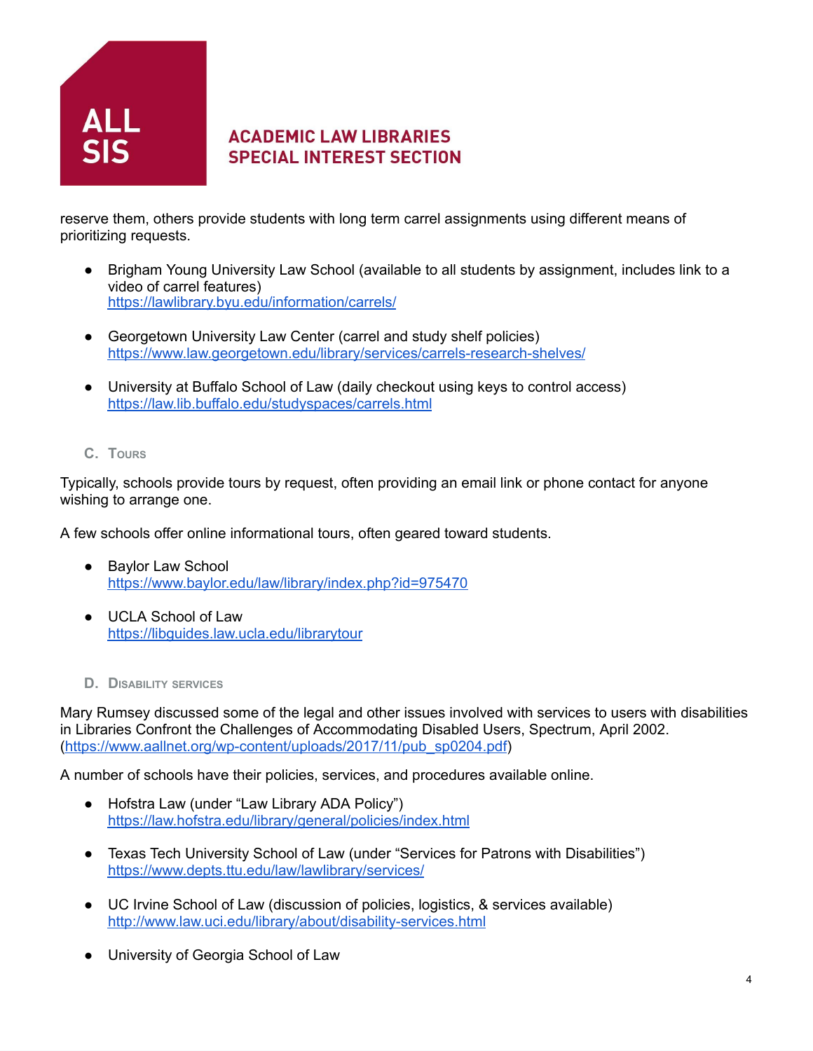reserve them, others provide students with long term carrel assignments using different means of prioritizing requests.

- Brigham Young University Law School (available to all students by assignment, includes link to a video of carrel features)
  https://lawlibrary.byu.edu/information/carrels/

- Georgetown University Law Center (carrel and study shelf policies)
  https://www.law.georgetown.edu/library/services/carrels-research-shelves/

- University at Buffalo School of Law (daily checkout using keys to control access)
  https://law.lib.buffalo.edu/studyspaces/carrels.html

### C. Tours

Typically, schools provide tours by request, often providing an email link or phone contact for anyone wishing to arrange one.

A few schools offer online informational tours, often geared toward students.

- Baylor Law School
  https://www.baylor.edu/law/library/index.php?id=975470

- UCLA School of Law
  https://libguides.law.ucla.edu/librarytour

### D. Disability services

Mary Rumsey discussed some of the legal and other issues involved with services to users with disabilities in Libraries Confront the Challenges of Accommodating Disabled Users, Spectrum, April 2002. (https://www.aallnet.org/wp-content/uploads/2017/11/pub_sp0204.pdf)

A number of schools have their policies, services, and procedures available online.

- Hofstra Law (under "Law Library ADA Policy")
  https://law.hofstra.edu/library/general/policies/index.html

- Texas Tech University School of Law (under "Services for Patrons with Disabilities")
  https://www.depts.ttu.edu/law/lawlibrary/services/

- UC Irvine School of Law (discussion of policies, logistics, & services available)
  http://www.law.uci.edu/library/about/disability-services.html

- University of Georgia School of Law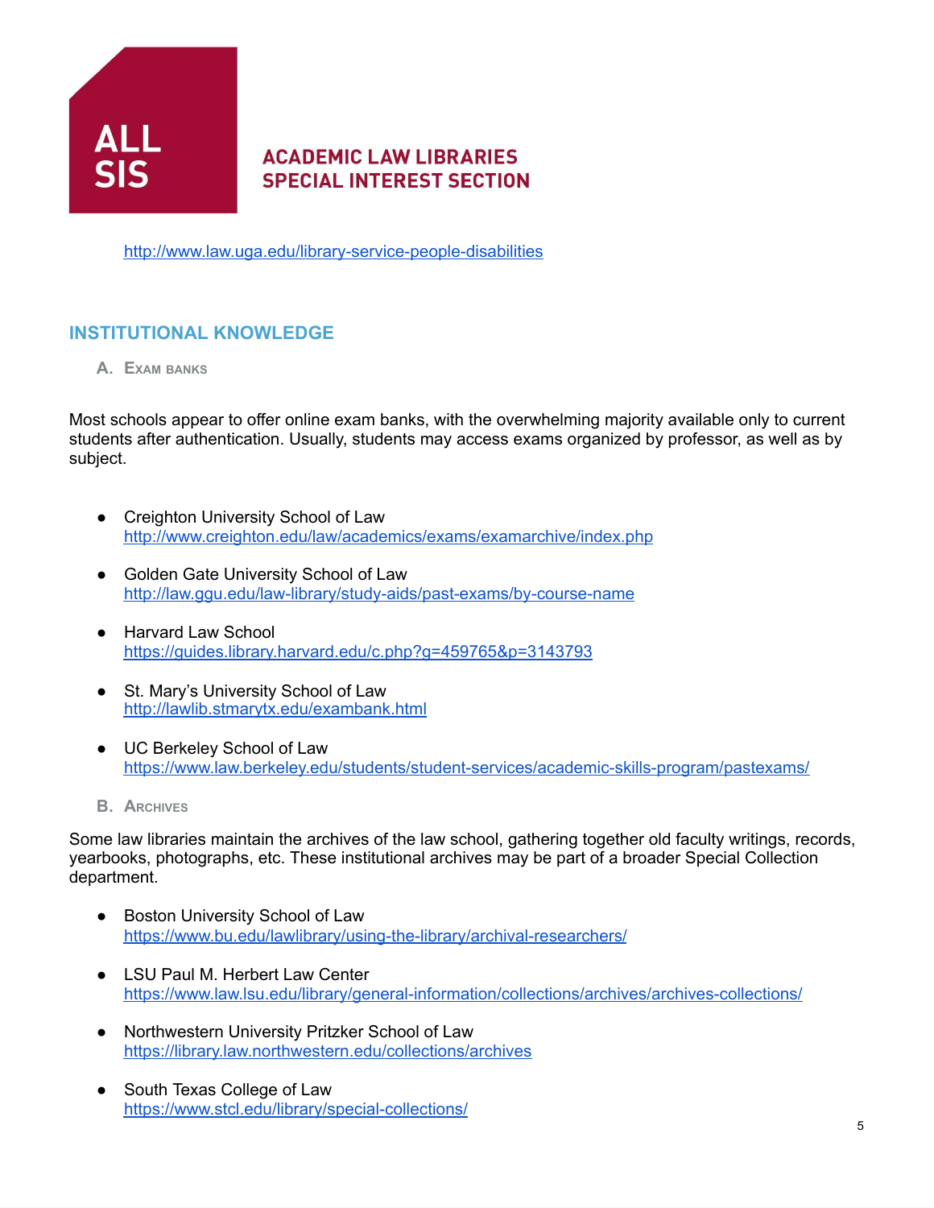http://www.law.uga.edu/library-service-people-disabilities

## INSTITUTIONAL KNOWLEDGE

### A. Exam banks

Most schools appear to offer online exam banks, with the overwhelming majority available only to current students after authentication. Usually, students may access exams organized by professor, as well as by subject.

- Creighton University School of Law
  http://www.creighton.edu/law/academics/exams/examarchive/index.php
- Golden Gate University School of Law
  http://law.ggu.edu/law-library/study-aids/past-exams/by-course-name
- Harvard Law School
  https://guides.library.harvard.edu/c.php?g=459765&p=3143793
- St. Mary's University School of Law
  http://lawlib.stmarytx.edu/exambank.html
- UC Berkeley School of Law
  https://www.law.berkeley.edu/students/student-services/academic-skills-program/pastexams/

### B. Archives

Some law libraries maintain the archives of the law school, gathering together old faculty writings, records, yearbooks, photographs, etc. These institutional archives may be part of a broader Special Collection department.

- Boston University School of Law
  https://www.bu.edu/lawlibrary/using-the-library/archival-researchers/
- LSU Paul M. Herbert Law Center
  https://www.law.lsu.edu/library/general-information/collections/archives/archives-collections/
- Northwestern University Pritzker School of Law
  https://library.law.northwestern.edu/collections/archives
- South Texas College of Law
  https://www.stcl.edu/library/special-collections/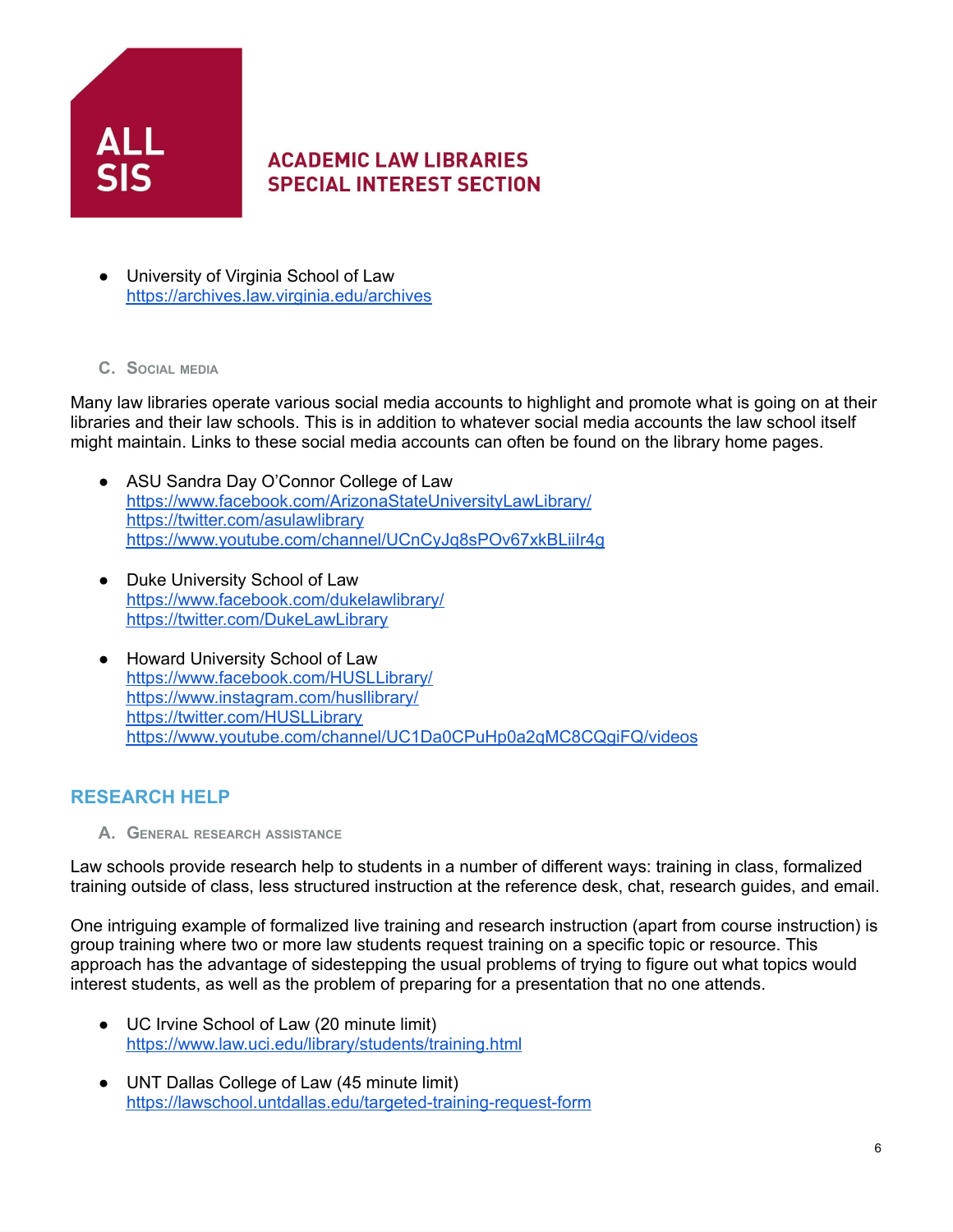- University of Virginia School of Law
  https://archives.law.virginia.edu/archives

### C. Social media

Many law libraries operate various social media accounts to highlight and promote what is going on at their libraries and their law schools. This is in addition to whatever social media accounts the law school itself might maintain. Links to these social media accounts can often be found on the library home pages.

- ASU Sandra Day O'Connor College of Law
  https://www.facebook.com/ArizonaStateUniversityLawLibrary/
  https://twitter.com/asulawlibrary
  https://www.youtube.com/channel/UCnCyJq8sPOv67xkBLiiIr4g

- Duke University School of Law
  https://www.facebook.com/dukelawlibrary/
  https://twitter.com/DukeLawLibrary

- Howard University School of Law
  https://www.facebook.com/HUSLLibrary/
  https://www.instagram.com/husllibrary/
  https://twitter.com/HUSLLibrary
  https://www.youtube.com/channel/UC1Da0CPuHp0a2qMC8CQgiFQ/videos

## RESEARCH HELP

### A. General research assistance

Law schools provide research help to students in a number of different ways: training in class, formalized training outside of class, less structured instruction at the reference desk, chat, research guides, and email.

One intriguing example of formalized live training and research instruction (apart from course instruction) is group training where two or more law students request training on a specific topic or resource. This approach has the advantage of sidestepping the usual problems of trying to figure out what topics would interest students, as well as the problem of preparing for a presentation that no one attends.

- UC Irvine School of Law (20 minute limit)
  https://www.law.uci.edu/library/students/training.html

- UNT Dallas College of Law (45 minute limit)
  https://lawschool.untdallas.edu/targeted-training-request-form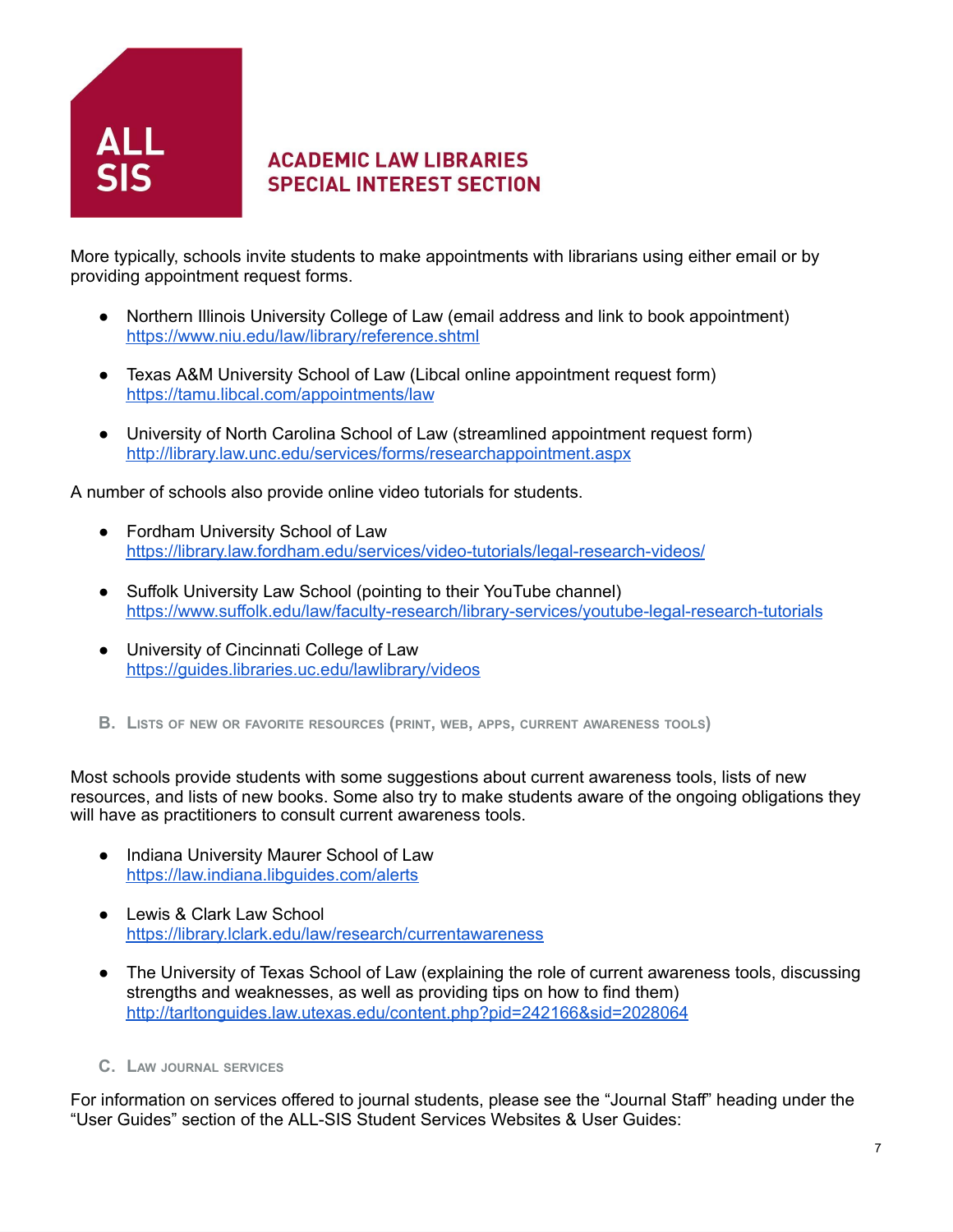More typically, schools invite students to make appointments with librarians using either email or by providing appointment request forms.

- Northern Illinois University College of Law (email address and link to book appointment) https://www.niu.edu/law/library/reference.shtml
- Texas A&M University School of Law (Libcal online appointment request form) https://tamu.libcal.com/appointments/law
- University of North Carolina School of Law (streamlined appointment request form) http://library.law.unc.edu/services/forms/researchappointment.aspx

A number of schools also provide online video tutorials for students.

- Fordham University School of Law https://library.law.fordham.edu/services/video-tutorials/legal-research-videos/
- Suffolk University Law School (pointing to their YouTube channel) https://www.suffolk.edu/law/faculty-research/library-services/youtube-legal-research-tutorials
- University of Cincinnati College of Law https://guides.libraries.uc.edu/lawlibrary/videos

### B. Lists of new or favorite resources (print, web, apps, current awareness tools)

Most schools provide students with some suggestions about current awareness tools, lists of new resources, and lists of new books. Some also try to make students aware of the ongoing obligations they will have as practitioners to consult current awareness tools.

- Indiana University Maurer School of Law https://law.indiana.libguides.com/alerts
- Lewis & Clark Law School https://library.lclark.edu/law/research/currentawareness
- The University of Texas School of Law (explaining the role of current awareness tools, discussing strengths and weaknesses, as well as providing tips on how to find them) http://tarltonguides.law.utexas.edu/content.php?pid=242166&sid=2028064

### C. Law journal services

For information on services offered to journal students, please see the "Journal Staff" heading under the "User Guides" section of the ALL-SIS Student Services Websites & User Guides: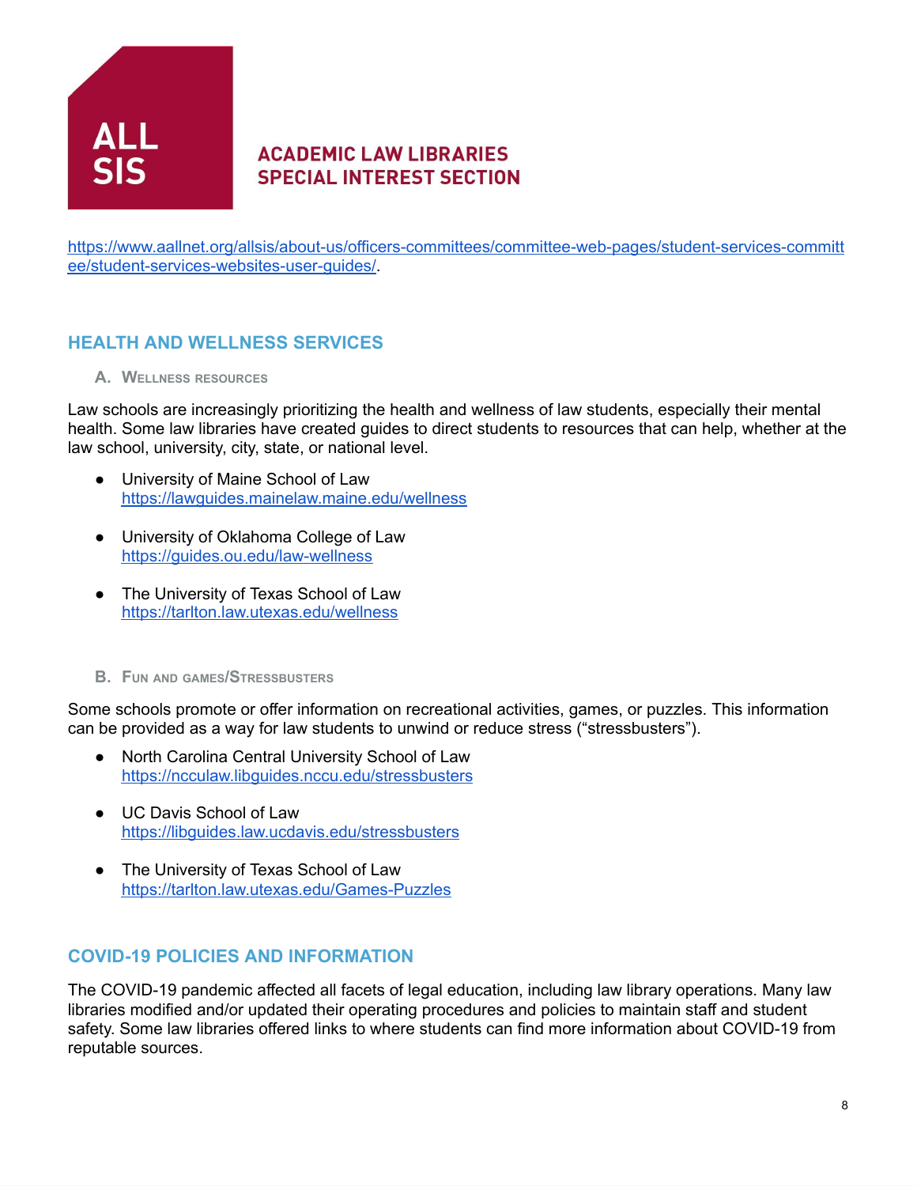https://www.aallnet.org/allsis/about-us/officers-committees/committee-web-pages/student-services-committee/student-services-websites-user-guides/.

## HEALTH AND WELLNESS SERVICES

### A. Wellness resources

Law schools are increasingly prioritizing the health and wellness of law students, especially their mental health. Some law libraries have created guides to direct students to resources that can help, whether at the law school, university, city, state, or national level.

- University of Maine School of Law
  https://lawguides.mainelaw.maine.edu/wellness
- University of Oklahoma College of Law
  https://guides.ou.edu/law-wellness
- The University of Texas School of Law
  https://tarlton.law.utexas.edu/wellness

### B. Fun and games/Stressbusters

Some schools promote or offer information on recreational activities, games, or puzzles. This information can be provided as a way for law students to unwind or reduce stress ("stressbusters").

- North Carolina Central University School of Law
  https://ncculaw.libguides.nccu.edu/stressbusters
- UC Davis School of Law
  https://libguides.law.ucdavis.edu/stressbusters
- The University of Texas School of Law
  https://tarlton.law.utexas.edu/Games-Puzzles

## COVID-19 POLICIES AND INFORMATION

The COVID-19 pandemic affected all facets of legal education, including law library operations. Many law libraries modified and/or updated their operating procedures and policies to maintain staff and student safety. Some law libraries offered links to where students can find more information about COVID-19 from reputable sources.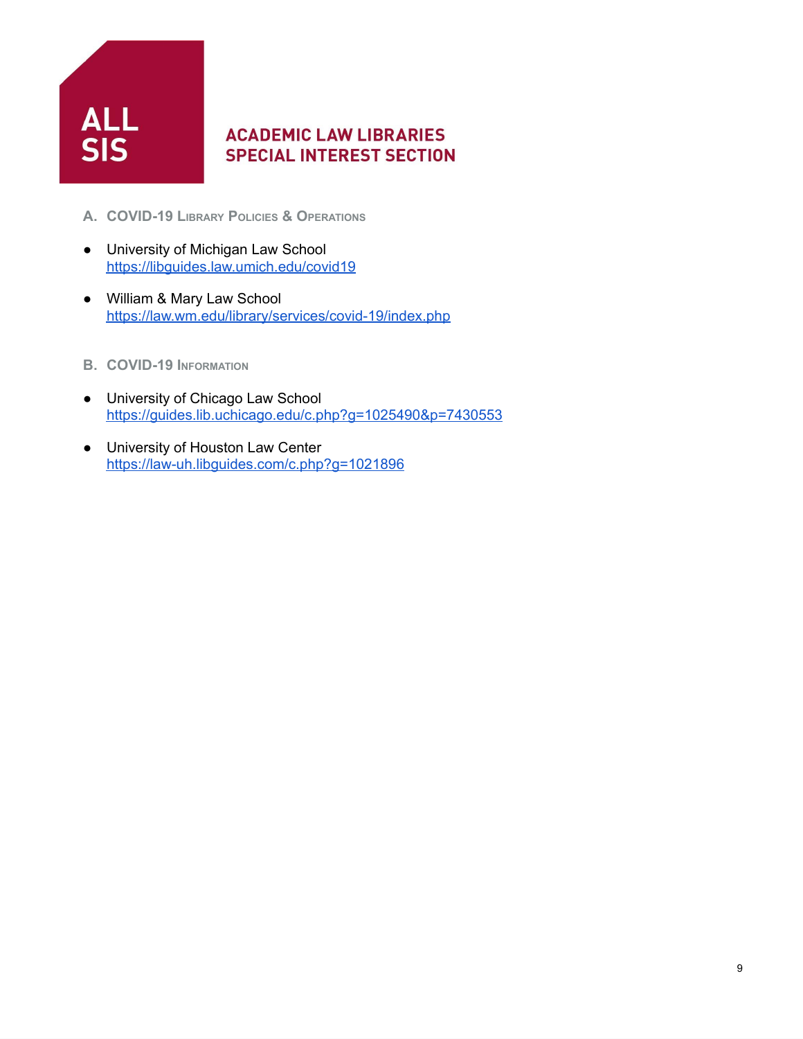ALL SIS

ACADEMIC LAW LIBRARIES SPECIAL INTEREST SECTION

## A. COVID-19 Library Policies & Operations

- University of Michigan Law School
  https://libguides.law.umich.edu/covid19

- William & Mary Law School
  https://law.wm.edu/library/services/covid-19/index.php

## B. COVID-19 Information

- University of Chicago Law School
  https://guides.lib.uchicago.edu/c.php?g=1025490&p=7430553

- University of Houston Law Center
  https://law-uh.libguides.com/c.php?g=1021896